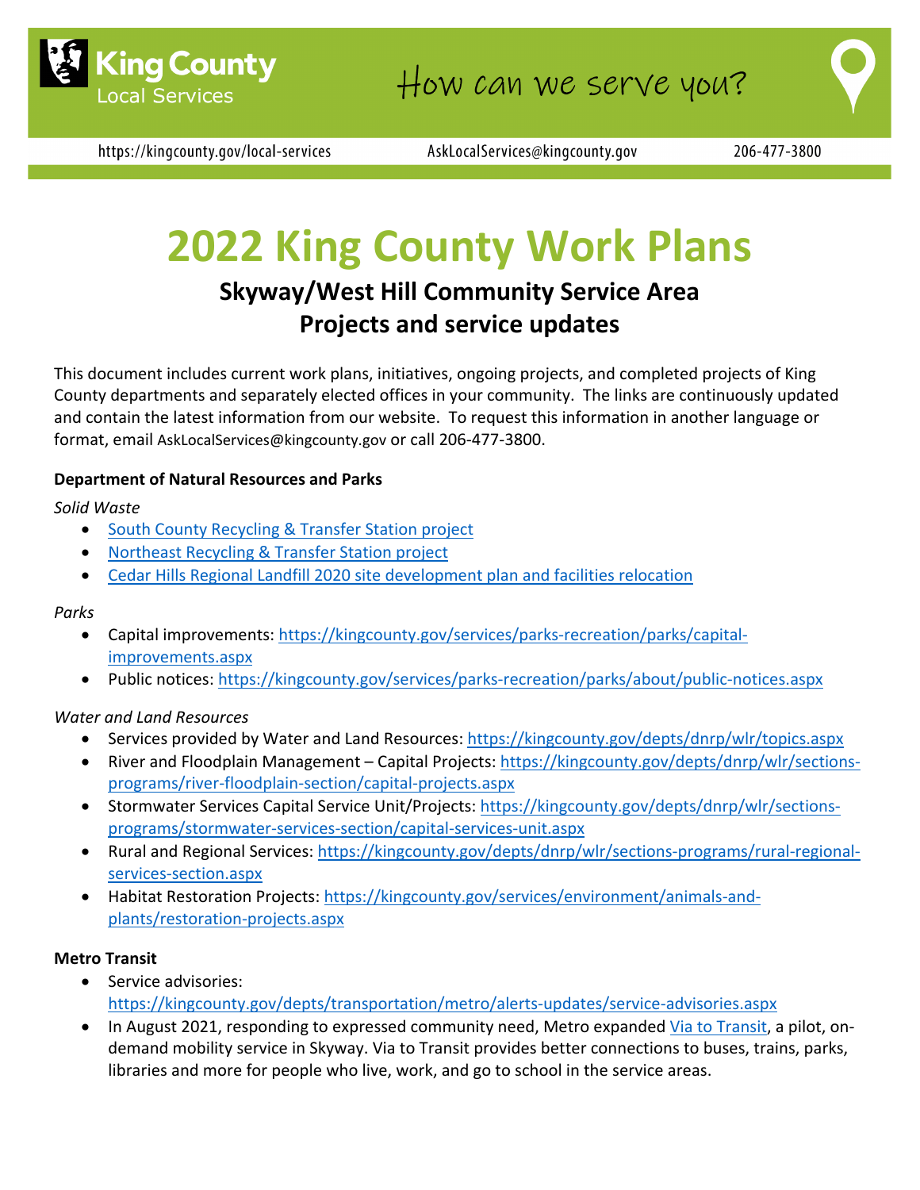King County Local Services — How can we serve you?

https://kingcounty.gov/local-services AskLocalServices@kingcounty.gov 206-477-3800

# 2022 King County Work Plans

## Skyway/West Hill Community Service Area
## Projects and service updates

This document includes current work plans, initiatives, ongoing projects, and completed projects of King County departments and separately elected offices in your community. The links are continuously updated and contain the latest information from our website. To request this information in another language or format, email AskLocalServices@kingcounty.gov or call 206-477-3800.

**Department of Natural Resources and Parks**

*Solid Waste*

- South County Recycling & Transfer Station project
- Northeast Recycling & Transfer Station project
- Cedar Hills Regional Landfill 2020 site development plan and facilities relocation

*Parks*

- Capital improvements: https://kingcounty.gov/services/parks-recreation/parks/capital-improvements.aspx
- Public notices: https://kingcounty.gov/services/parks-recreation/parks/about/public-notices.aspx

*Water and Land Resources*

- Services provided by Water and Land Resources: https://kingcounty.gov/depts/dnrp/wlr/topics.aspx
- River and Floodplain Management – Capital Projects: https://kingcounty.gov/depts/dnrp/wlr/sections-programs/river-floodplain-section/capital-projects.aspx
- Stormwater Services Capital Service Unit/Projects: https://kingcounty.gov/depts/dnrp/wlr/sections-programs/stormwater-services-section/capital-services-unit.aspx
- Rural and Regional Services: https://kingcounty.gov/depts/dnrp/wlr/sections-programs/rural-regional-services-section.aspx
- Habitat Restoration Projects: https://kingcounty.gov/services/environment/animals-and-plants/restoration-projects.aspx

**Metro Transit**

- Service advisories: https://kingcounty.gov/depts/transportation/metro/alerts-updates/service-advisories.aspx
- In August 2021, responding to expressed community need, Metro expanded Via to Transit, a pilot, on-demand mobility service in Skyway. Via to Transit provides better connections to buses, trains, parks, libraries and more for people who live, work, and go to school in the service areas.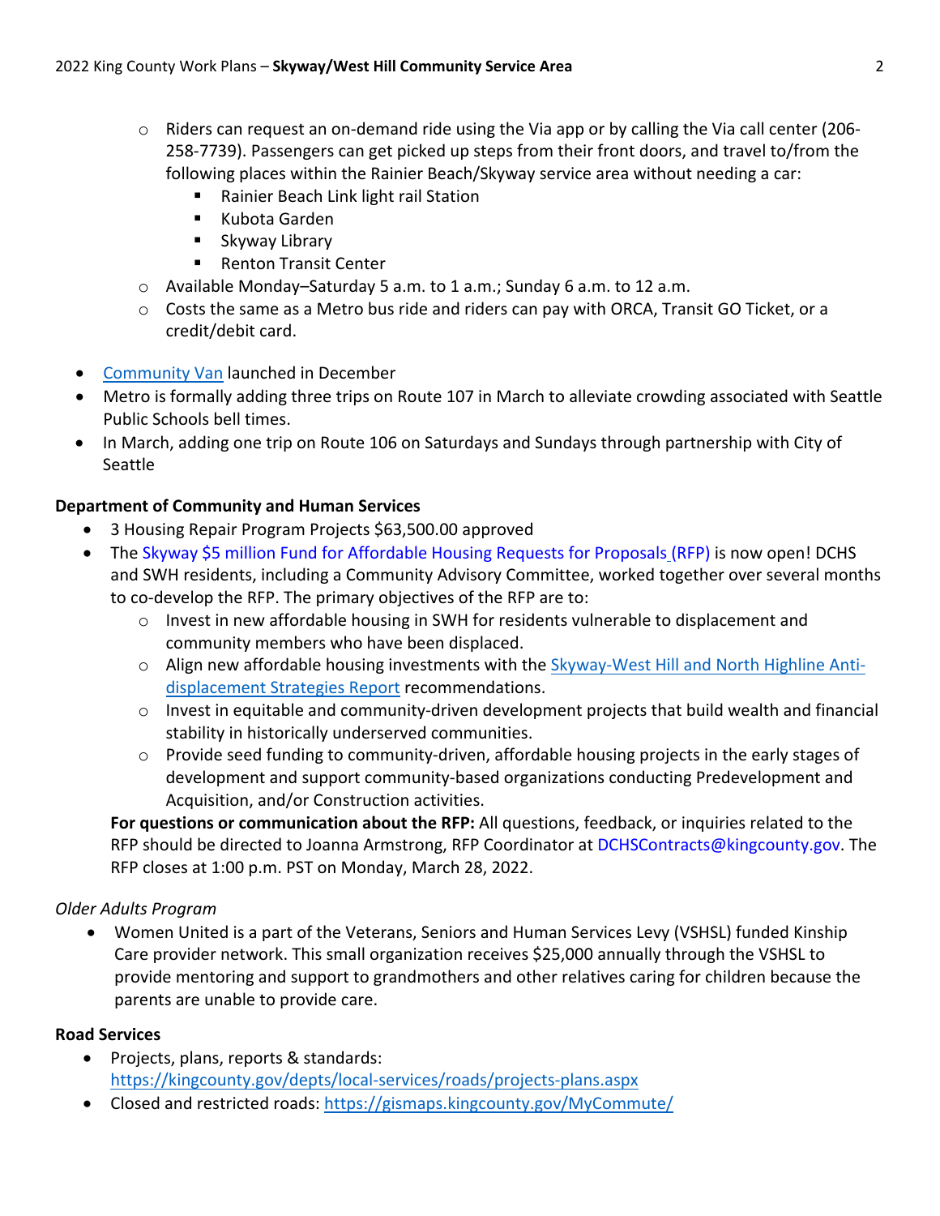- Riders can request an on-demand ride using the Via app or by calling the Via call center (206-258-7739). Passengers can get picked up steps from their front doors, and travel to/from the following places within the Rainier Beach/Skyway service area without needing a car:
  - Rainier Beach Link light rail Station
  - Kubota Garden
  - Skyway Library
  - Renton Transit Center
- Available Monday–Saturday 5 a.m. to 1 a.m.; Sunday 6 a.m. to 12 a.m.
- Costs the same as a Metro bus ride and riders can pay with ORCA, Transit GO Ticket, or a credit/debit card.

- Community Van launched in December
- Metro is formally adding three trips on Route 107 in March to alleviate crowding associated with Seattle Public Schools bell times.
- In March, adding one trip on Route 106 on Saturdays and Sundays through partnership with City of Seattle

**Department of Community and Human Services**

- 3 Housing Repair Program Projects $63,500.00 approved
- The Skyway $5 million Fund for Affordable Housing Requests for Proposals (RFP) is now open! DCHS and SWH residents, including a Community Advisory Committee, worked together over several months to co-develop the RFP. The primary objectives of the RFP are to:
  - Invest in new affordable housing in SWH for residents vulnerable to displacement and community members who have been displaced.
  - Align new affordable housing investments with the Skyway-West Hill and North Highline Anti-displacement Strategies Report recommendations.
  - Invest in equitable and community-driven development projects that build wealth and financial stability in historically underserved communities.
  - Provide seed funding to community-driven, affordable housing projects in the early stages of development and support community-based organizations conducting Predevelopment and Acquisition, and/or Construction activities.

  **For questions or communication about the RFP:** All questions, feedback, or inquiries related to the RFP should be directed to Joanna Armstrong, RFP Coordinator at DCHSContracts@kingcounty.gov. The RFP closes at 1:00 p.m. PST on Monday, March 28, 2022.

*Older Adults Program*

- Women United is a part of the Veterans, Seniors and Human Services Levy (VSHSL) funded Kinship Care provider network. This small organization receives $25,000 annually through the VSHSL to provide mentoring and support to grandmothers and other relatives caring for children because the parents are unable to provide care.

**Road Services**

- Projects, plans, reports & standards: https://kingcounty.gov/depts/local-services/roads/projects-plans.aspx
- Closed and restricted roads: https://gismaps.kingcounty.gov/MyCommute/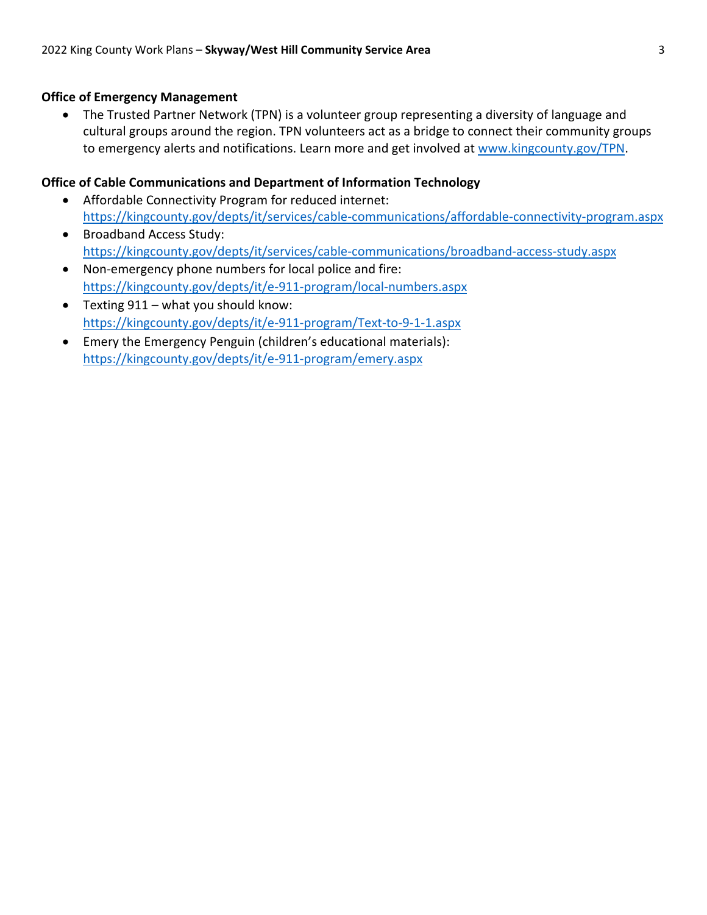**Office of Emergency Management**

- The Trusted Partner Network (TPN) is a volunteer group representing a diversity of language and cultural groups around the region. TPN volunteers act as a bridge to connect their community groups to emergency alerts and notifications. Learn more and get involved at [www.kingcounty.gov/TPN](www.kingcounty.gov/TPN).

**Office of Cable Communications and Department of Information Technology**

- Affordable Connectivity Program for reduced internet: https://kingcounty.gov/depts/it/services/cable-communications/affordable-connectivity-program.aspx
- Broadband Access Study: https://kingcounty.gov/depts/it/services/cable-communications/broadband-access-study.aspx
- Non-emergency phone numbers for local police and fire: https://kingcounty.gov/depts/it/e-911-program/local-numbers.aspx
- Texting 911 – what you should know: https://kingcounty.gov/depts/it/e-911-program/Text-to-9-1-1.aspx
- Emery the Emergency Penguin (children's educational materials): https://kingcounty.gov/depts/it/e-911-program/emery.aspx